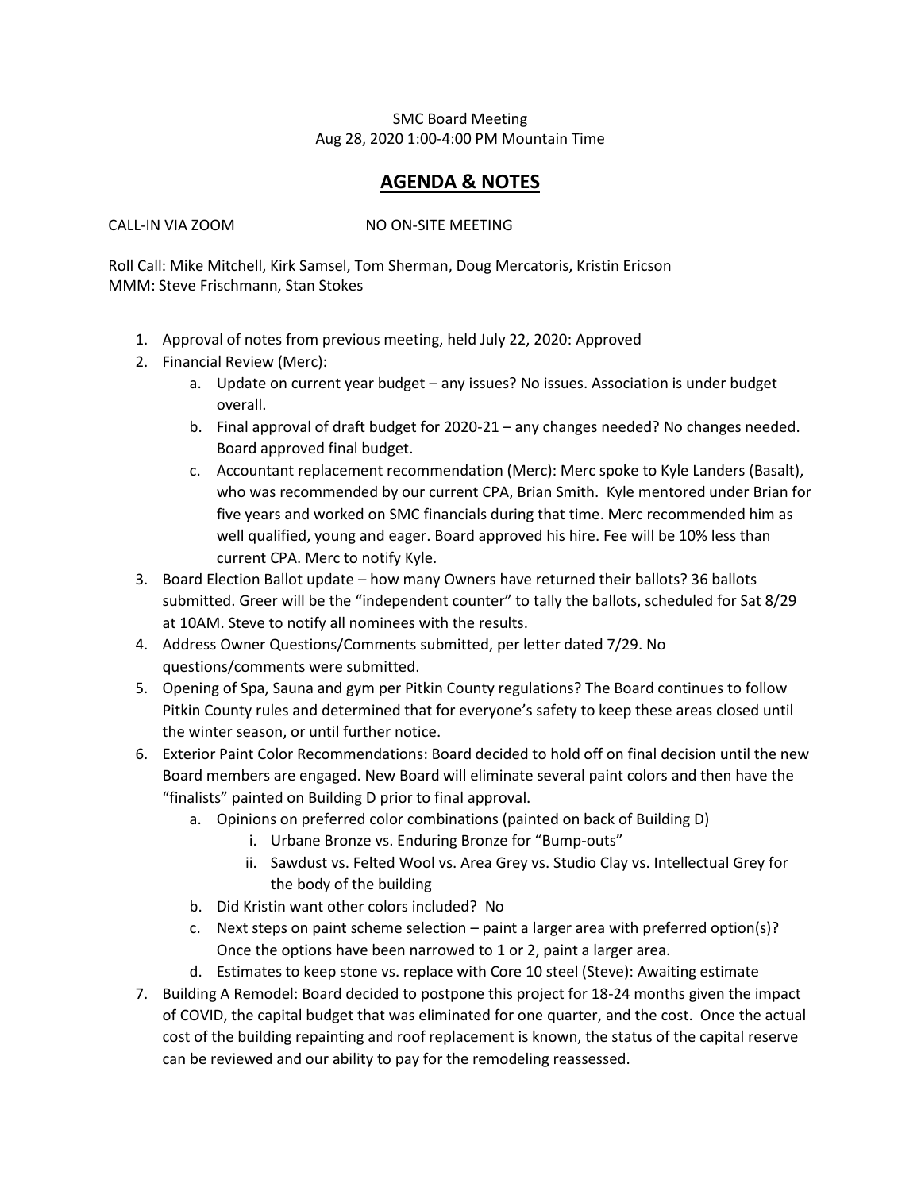SMC Board Meeting
Aug 28, 2020 1:00-4:00 PM Mountain Time

# AGENDA & NOTES

CALL-IN VIA ZOOM NO ON-SITE MEETING

Roll Call: Mike Mitchell, Kirk Samsel, Tom Sherman, Doug Mercatoris, Kristin Ericson
MMM: Steve Frischmann, Stan Stokes

1. Approval of notes from previous meeting, held July 22, 2020: Approved
2. Financial Review (Merc):
   a. Update on current year budget – any issues? No issues. Association is under budget overall.
   b. Final approval of draft budget for 2020-21 – any changes needed? No changes needed. Board approved final budget.
   c. Accountant replacement recommendation (Merc): Merc spoke to Kyle Landers (Basalt), who was recommended by our current CPA, Brian Smith. Kyle mentored under Brian for five years and worked on SMC financials during that time. Merc recommended him as well qualified, young and eager. Board approved his hire. Fee will be 10% less than current CPA. Merc to notify Kyle.
3. Board Election Ballot update – how many Owners have returned their ballots? 36 ballots submitted. Greer will be the "independent counter" to tally the ballots, scheduled for Sat 8/29 at 10AM. Steve to notify all nominees with the results.
4. Address Owner Questions/Comments submitted, per letter dated 7/29. No questions/comments were submitted.
5. Opening of Spa, Sauna and gym per Pitkin County regulations? The Board continues to follow Pitkin County rules and determined that for everyone's safety to keep these areas closed until the winter season, or until further notice.
6. Exterior Paint Color Recommendations: Board decided to hold off on final decision until the new Board members are engaged. New Board will eliminate several paint colors and then have the "finalists" painted on Building D prior to final approval.
   a. Opinions on preferred color combinations (painted on back of Building D)
      i. Urbane Bronze vs. Enduring Bronze for "Bump-outs"
      ii. Sawdust vs. Felted Wool vs. Area Grey vs. Studio Clay vs. Intellectual Grey for the body of the building
   b. Did Kristin want other colors included? No
   c. Next steps on paint scheme selection – paint a larger area with preferred option(s)? Once the options have been narrowed to 1 or 2, paint a larger area.
   d. Estimates to keep stone vs. replace with Core 10 steel (Steve): Awaiting estimate
7. Building A Remodel: Board decided to postpone this project for 18-24 months given the impact of COVID, the capital budget that was eliminated for one quarter, and the cost. Once the actual cost of the building repainting and roof replacement is known, the status of the capital reserve can be reviewed and our ability to pay for the remodeling reassessed.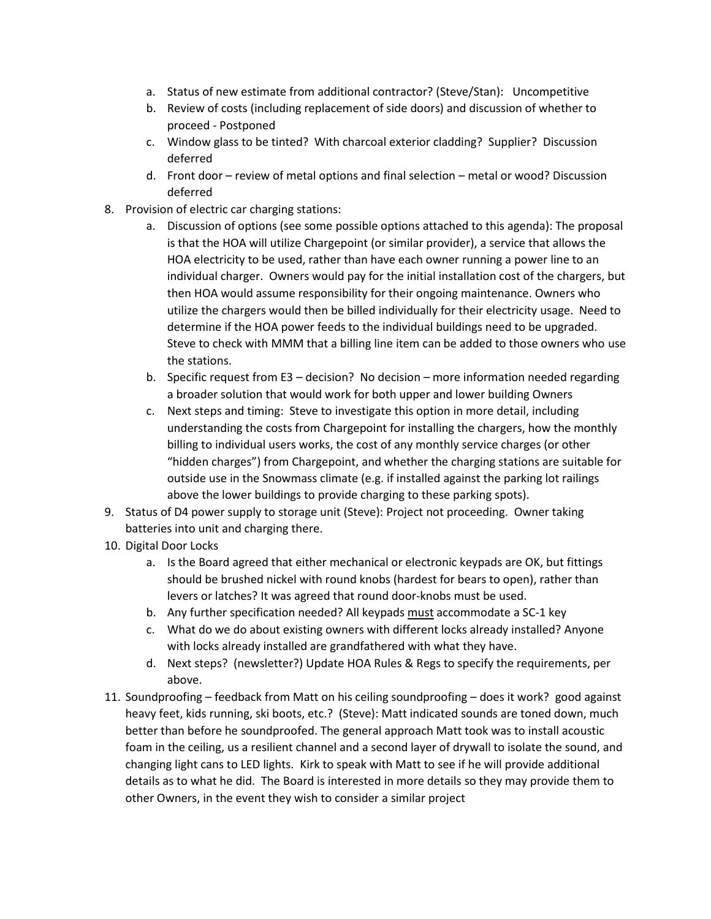a. Status of new estimate from additional contractor? (Steve/Stan): Uncompetitive
   b. Review of costs (including replacement of side doors) and discussion of whether to proceed - Postponed
   c. Window glass to be tinted? With charcoal exterior cladding? Supplier? Discussion deferred
   d. Front door – review of metal options and final selection – metal or wood? Discussion deferred

8. Provision of electric car charging stations:
   a. Discussion of options (see some possible options attached to this agenda): The proposal is that the HOA will utilize Chargepoint (or similar provider), a service that allows the HOA electricity to be used, rather than have each owner running a power line to an individual charger. Owners would pay for the initial installation cost of the chargers, but then HOA would assume responsibility for their ongoing maintenance. Owners who utilize the chargers would then be billed individually for their electricity usage. Need to determine if the HOA power feeds to the individual buildings need to be upgraded. Steve to check with MMM that a billing line item can be added to those owners who use the stations.
   b. Specific request from E3 – decision? No decision – more information needed regarding a broader solution that would work for both upper and lower building Owners
   c. Next steps and timing: Steve to investigate this option in more detail, including understanding the costs from Chargepoint for installing the chargers, how the monthly billing to individual users works, the cost of any monthly service charges (or other "hidden charges") from Chargepoint, and whether the charging stations are suitable for outside use in the Snowmass climate (e.g. if installed against the parking lot railings above the lower buildings to provide charging to these parking spots).

9. Status of D4 power supply to storage unit (Steve): Project not proceeding. Owner taking batteries into unit and charging there.

10. Digital Door Locks
    a. Is the Board agreed that either mechanical or electronic keypads are OK, but fittings should be brushed nickel with round knobs (hardest for bears to open), rather than levers or latches? It was agreed that round door-knobs must be used.
    b. Any further specification needed? All keypads <u>must</u> accommodate a SC-1 key
    c. What do we do about existing owners with different locks already installed? Anyone with locks already installed are grandfathered with what they have.
    d. Next steps? (newsletter?) Update HOA Rules & Regs to specify the requirements, per above.

11. Soundproofing – feedback from Matt on his ceiling soundproofing – does it work? good against heavy feet, kids running, ski boots, etc.? (Steve): Matt indicated sounds are toned down, much better than before he soundproofed. The general approach Matt took was to install acoustic foam in the ceiling, us a resilient channel and a second layer of drywall to isolate the sound, and changing light cans to LED lights. Kirk to speak with Matt to see if he will provide additional details as to what he did. The Board is interested in more details so they may provide them to other Owners, in the event they wish to consider a similar project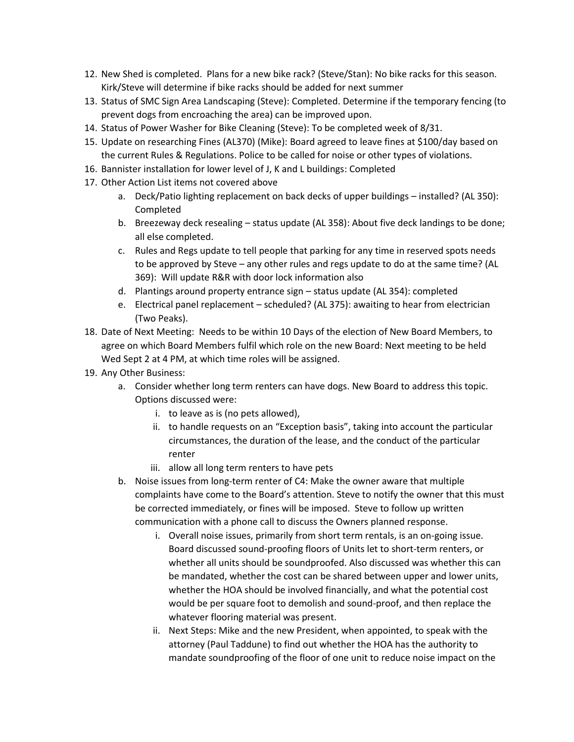12. New Shed is completed. Plans for a new bike rack? (Steve/Stan): No bike racks for this season. Kirk/Steve will determine if bike racks should be added for next summer
13. Status of SMC Sign Area Landscaping (Steve): Completed. Determine if the temporary fencing (to prevent dogs from encroaching the area) can be improved upon.
14. Status of Power Washer for Bike Cleaning (Steve): To be completed week of 8/31.
15. Update on researching Fines (AL370) (Mike): Board agreed to leave fines at $100/day based on the current Rules & Regulations. Police to be called for noise or other types of violations.
16. Bannister installation for lower level of J, K and L buildings: Completed
17. Other Action List items not covered above
    a. Deck/Patio lighting replacement on back decks of upper buildings – installed? (AL 350): Completed
    b. Breezeway deck resealing – status update (AL 358): About five deck landings to be done; all else completed.
    c. Rules and Regs update to tell people that parking for any time in reserved spots needs to be approved by Steve – any other rules and regs update to do at the same time? (AL 369): Will update R&R with door lock information also
    d. Plantings around property entrance sign – status update (AL 354): completed
    e. Electrical panel replacement – scheduled? (AL 375): awaiting to hear from electrician (Two Peaks).
18. Date of Next Meeting: Needs to be within 10 Days of the election of New Board Members, to agree on which Board Members fulfil which role on the new Board: Next meeting to be held Wed Sept 2 at 4 PM, at which time roles will be assigned.
19. Any Other Business:
    a. Consider whether long term renters can have dogs. New Board to address this topic. Options discussed were:
        i. to leave as is (no pets allowed),
        ii. to handle requests on an "Exception basis", taking into account the particular circumstances, the duration of the lease, and the conduct of the particular renter
        iii. allow all long term renters to have pets
    b. Noise issues from long-term renter of C4: Make the owner aware that multiple complaints have come to the Board's attention. Steve to notify the owner that this must be corrected immediately, or fines will be imposed. Steve to follow up written communication with a phone call to discuss the Owners planned response.
        i. Overall noise issues, primarily from short term rentals, is an on-going issue. Board discussed sound-proofing floors of Units let to short-term renters, or whether all units should be soundproofed. Also discussed was whether this can be mandated, whether the cost can be shared between upper and lower units, whether the HOA should be involved financially, and what the potential cost would be per square foot to demolish and sound-proof, and then replace the whatever flooring material was present.
        ii. Next Steps: Mike and the new President, when appointed, to speak with the attorney (Paul Taddune) to find out whether the HOA has the authority to mandate soundproofing of the floor of one unit to reduce noise impact on the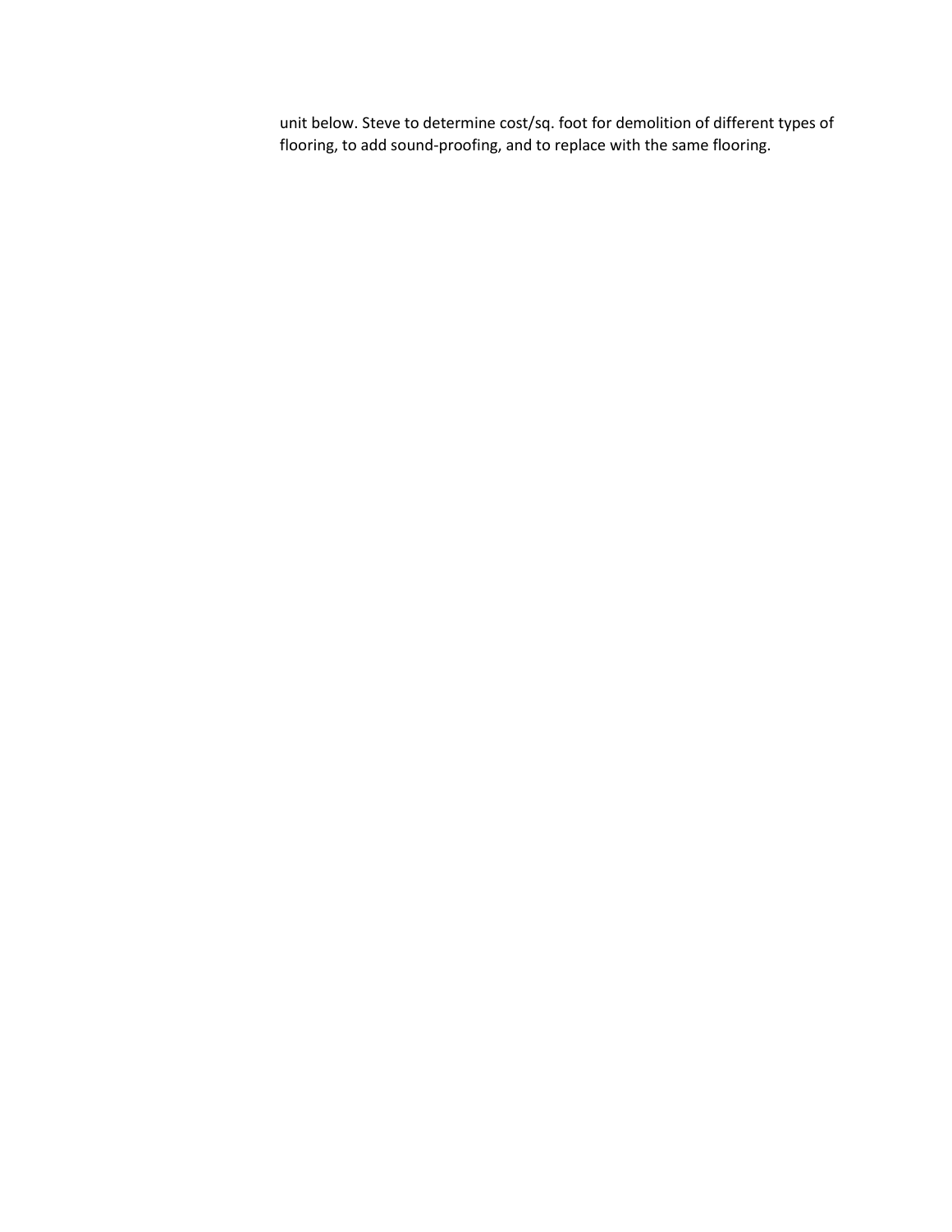unit below. Steve to determine cost/sq. foot for demolition of different types of flooring, to add sound-proofing, and to replace with the same flooring.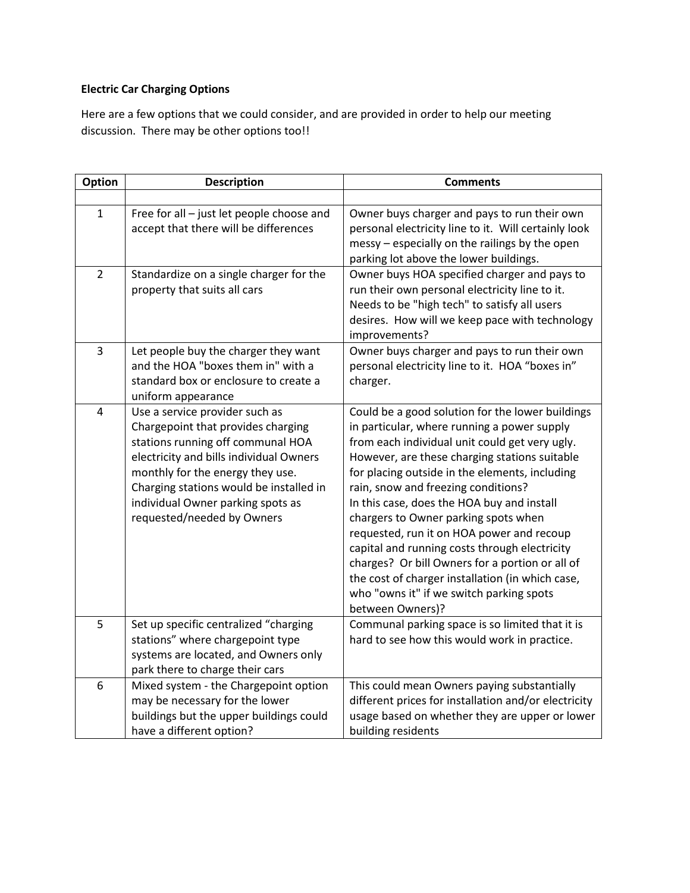**Electric Car Charging Options**

Here are a few options that we could consider, and are provided in order to help our meeting discussion. There may be other options too!!

| Option | Description | Comments |
|---|---|---|
| | | |
| 1 | Free for all – just let people choose and accept that there will be differences | Owner buys charger and pays to run their own personal electricity line to it. Will certainly look messy – especially on the railings by the open parking lot above the lower buildings. |
| 2 | Standardize on a single charger for the property that suits all cars | Owner buys HOA specified charger and pays to run their own personal electricity line to it. Needs to be "high tech" to satisfy all users desires. How will we keep pace with technology improvements? |
| 3 | Let people buy the charger they want and the HOA "boxes them in" with a standard box or enclosure to create a uniform appearance | Owner buys charger and pays to run their own personal electricity line to it. HOA "boxes in" charger. |
| 4 | Use a service provider such as Chargepoint that provides charging stations running off communal HOA electricity and bills individual Owners monthly for the energy they use. Charging stations would be installed in individual Owner parking spots as requested/needed by Owners | Could be a good solution for the lower buildings in particular, where running a power supply from each individual unit could get very ugly. However, are these charging stations suitable for placing outside in the elements, including rain, snow and freezing conditions?<br>In this case, does the HOA buy and install chargers to Owner parking spots when requested, run it on HOA power and recoup capital and running costs through electricity charges? Or bill Owners for a portion or all of the cost of charger installation (in which case, who "owns it" if we switch parking spots between Owners)? |
| 5 | Set up specific centralized "charging stations" where chargepoint type systems are located, and Owners only park there to charge their cars | Communal parking space is so limited that it is hard to see how this would work in practice. |
| 6 | Mixed system - the Chargepoint option may be necessary for the lower buildings but the upper buildings could have a different option? | This could mean Owners paying substantially different prices for installation and/or electricity usage based on whether they are upper or lower building residents |